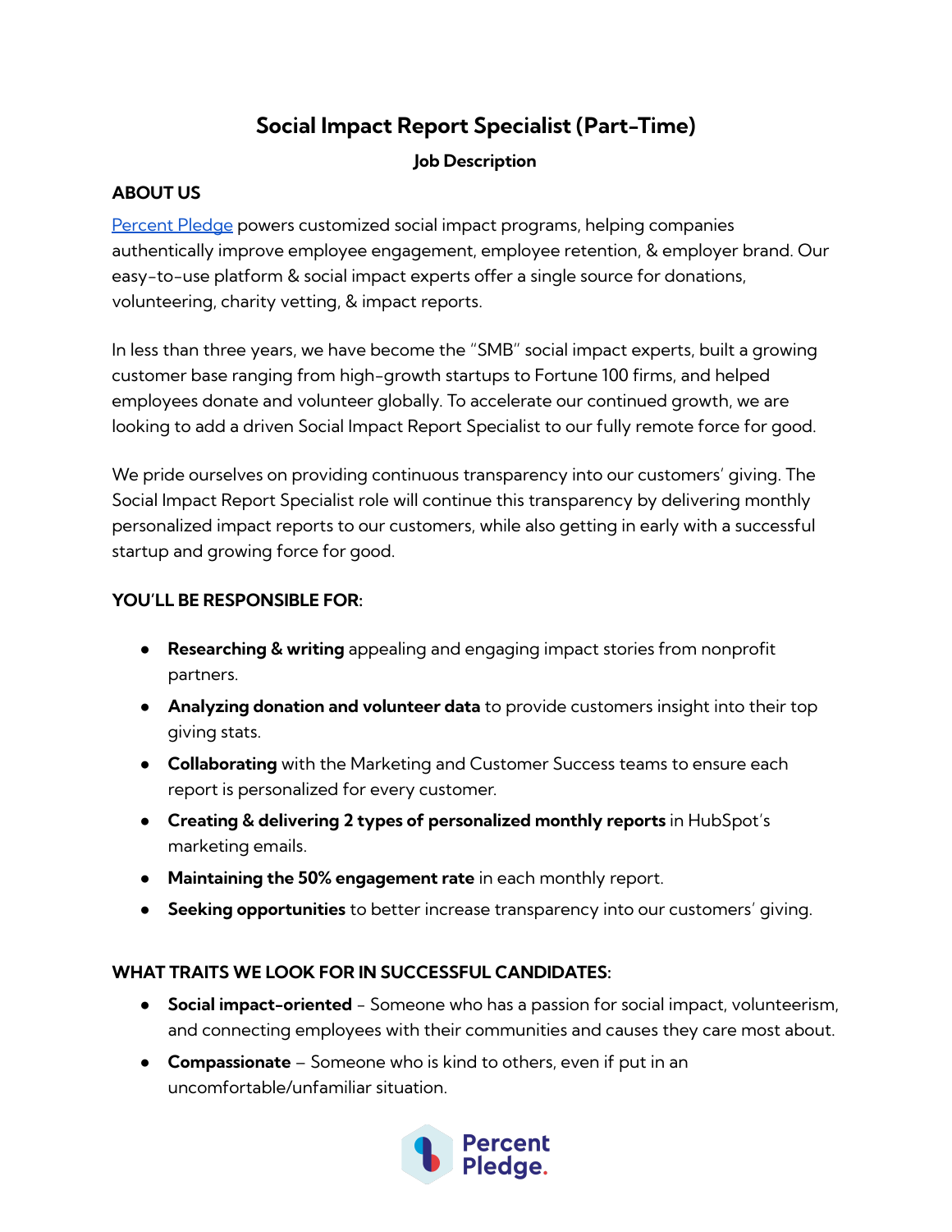# Social Impact Report Specialist (Part-Time)

**Job Description**

## ABOUT US

[Percent Pledge] powers customized social impact programs, helping companies authentically improve employee engagement, employee retention, & employer brand. Our easy-to-use platform & social impact experts offer a single source for donations, volunteering, charity vetting, & impact reports.

In less than three years, we have become the "SMB" social impact experts, built a growing customer base ranging from high-growth startups to Fortune 100 firms, and helped employees donate and volunteer globally. To accelerate our continued growth, we are looking to add a driven Social Impact Report Specialist to our fully remote force for good.

We pride ourselves on providing continuous transparency into our customers' giving. The Social Impact Report Specialist role will continue this transparency by delivering monthly personalized impact reports to our customers, while also getting in early with a successful startup and growing force for good.

## YOU'LL BE RESPONSIBLE FOR:

- **Researching & writing** appealing and engaging impact stories from nonprofit partners.
- **Analyzing donation and volunteer data** to provide customers insight into their top giving stats.
- **Collaborating** with the Marketing and Customer Success teams to ensure each report is personalized for every customer.
- **Creating & delivering 2 types of personalized monthly reports** in HubSpot's marketing emails.
- **Maintaining the 50% engagement rate** in each monthly report.
- **Seeking opportunities** to better increase transparency into our customers' giving.

## WHAT TRAITS WE LOOK FOR IN SUCCESSFUL CANDIDATES:

- **Social impact-oriented** – Someone who has a passion for social impact, volunteerism, and connecting employees with their communities and causes they care most about.
- **Compassionate** – Someone who is kind to others, even if put in an uncomfortable/unfamiliar situation.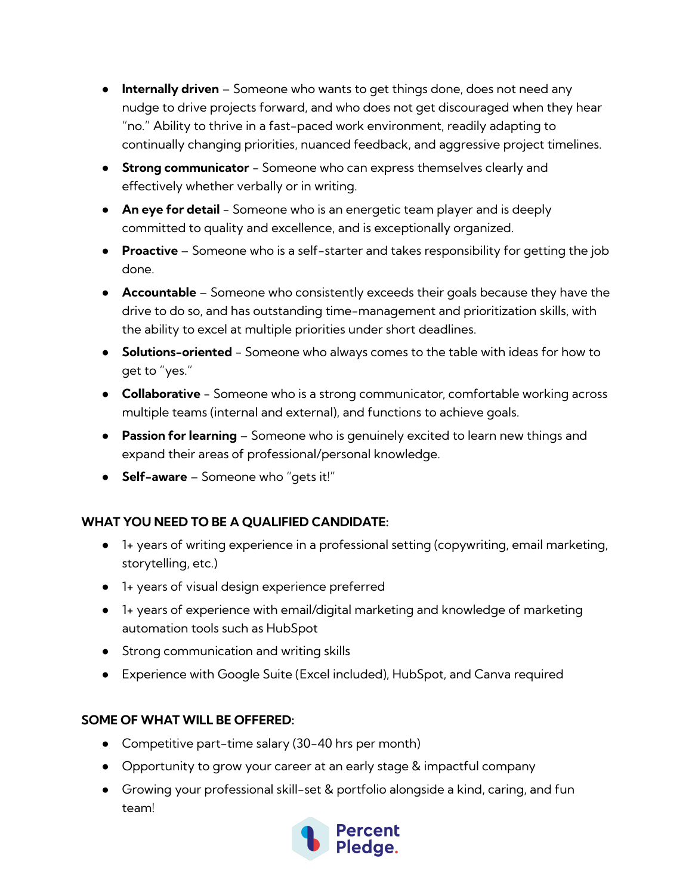- **Internally driven** – Someone who wants to get things done, does not need any nudge to drive projects forward, and who does not get discouraged when they hear "no." Ability to thrive in a fast-paced work environment, readily adapting to continually changing priorities, nuanced feedback, and aggressive project timelines.
- **Strong communicator** - Someone who can express themselves clearly and effectively whether verbally or in writing.
- **An eye for detail** - Someone who is an energetic team player and is deeply committed to quality and excellence, and is exceptionally organized.
- **Proactive** – Someone who is a self-starter and takes responsibility for getting the job done.
- **Accountable** – Someone who consistently exceeds their goals because they have the drive to do so, and has outstanding time-management and prioritization skills, with the ability to excel at multiple priorities under short deadlines.
- **Solutions-oriented** - Someone who always comes to the table with ideas for how to get to "yes."
- **Collaborative** - Someone who is a strong communicator, comfortable working across multiple teams (internal and external), and functions to achieve goals.
- **Passion for learning** – Someone who is genuinely excited to learn new things and expand their areas of professional/personal knowledge.
- **Self-aware** – Someone who "gets it!"

**WHAT YOU NEED TO BE A QUALIFIED CANDIDATE:**

- 1+ years of writing experience in a professional setting (copywriting, email marketing, storytelling, etc.)
- 1+ years of visual design experience preferred
- 1+ years of experience with email/digital marketing and knowledge of marketing automation tools such as HubSpot
- Strong communication and writing skills
- Experience with Google Suite (Excel included), HubSpot, and Canva required

**SOME OF WHAT WILL BE OFFERED:**

- Competitive part-time salary (30-40 hrs per month)
- Opportunity to grow your career at an early stage & impactful company
- Growing your professional skill-set & portfolio alongside a kind, caring, and fun team!

Percent Pledge.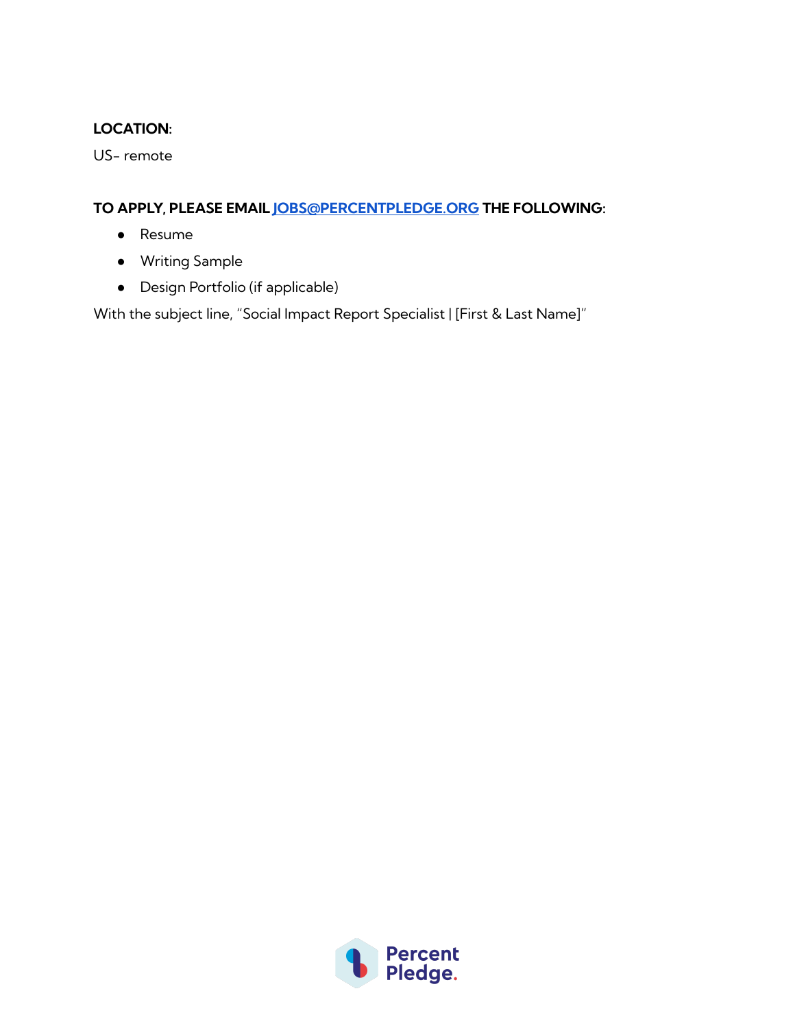**LOCATION:**

US- remote

**TO APPLY, PLEASE EMAIL [JOBS@PERCENTPLEDGE.ORG](mailto:JOBS@PERCENTPLEDGE.ORG) THE FOLLOWING:**

- Resume
- Writing Sample
- Design Portfolio (if applicable)

With the subject line, "Social Impact Report Specialist | [First & Last Name]"